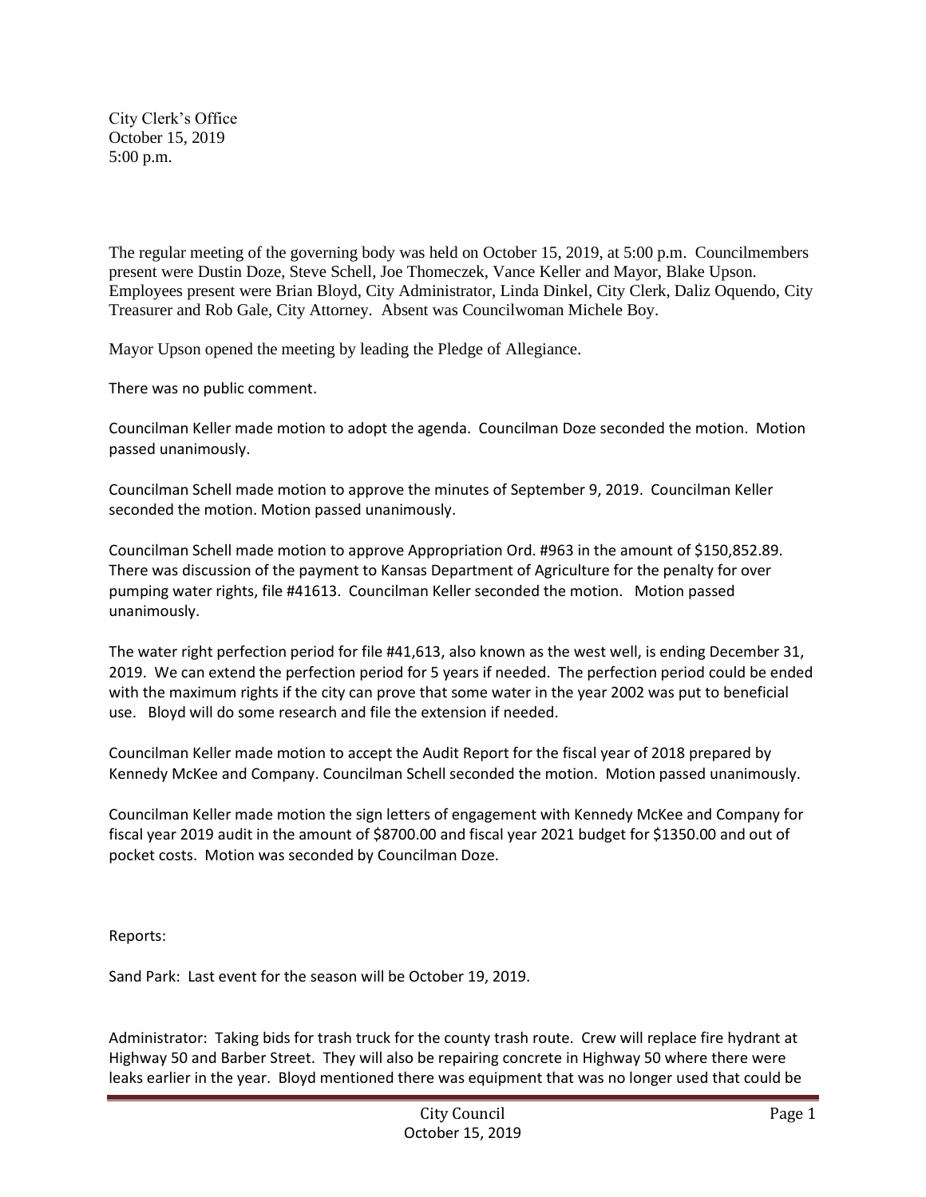City Clerk's Office
October 15, 2019
5:00 p.m.

The regular meeting of the governing body was held on October 15, 2019, at 5:00 p.m. Councilmembers present were Dustin Doze, Steve Schell, Joe Thomeczek, Vance Keller and Mayor, Blake Upson. Employees present were Brian Bloyd, City Administrator, Linda Dinkel, City Clerk, Daliz Oquendo, City Treasurer and Rob Gale, City Attorney. Absent was Councilwoman Michele Boy.

Mayor Upson opened the meeting by leading the Pledge of Allegiance.

There was no public comment.

Councilman Keller made motion to adopt the agenda. Councilman Doze seconded the motion. Motion passed unanimously.

Councilman Schell made motion to approve the minutes of September 9, 2019. Councilman Keller seconded the motion. Motion passed unanimously.

Councilman Schell made motion to approve Appropriation Ord. #963 in the amount of $150,852.89. There was discussion of the payment to Kansas Department of Agriculture for the penalty for over pumping water rights, file #41613. Councilman Keller seconded the motion. Motion passed unanimously.

The water right perfection period for file #41,613, also known as the west well, is ending December 31, 2019. We can extend the perfection period for 5 years if needed. The perfection period could be ended with the maximum rights if the city can prove that some water in the year 2002 was put to beneficial use. Bloyd will do some research and file the extension if needed.

Councilman Keller made motion to accept the Audit Report for the fiscal year of 2018 prepared by Kennedy McKee and Company. Councilman Schell seconded the motion. Motion passed unanimously.

Councilman Keller made motion the sign letters of engagement with Kennedy McKee and Company for fiscal year 2019 audit in the amount of $8700.00 and fiscal year 2021 budget for $1350.00 and out of pocket costs. Motion was seconded by Councilman Doze.

Reports:

Sand Park: Last event for the season will be October 19, 2019.

Administrator: Taking bids for trash truck for the county trash route. Crew will replace fire hydrant at Highway 50 and Barber Street. They will also be repairing concrete in Highway 50 where there were leaks earlier in the year. Bloyd mentioned there was equipment that was no longer used that could be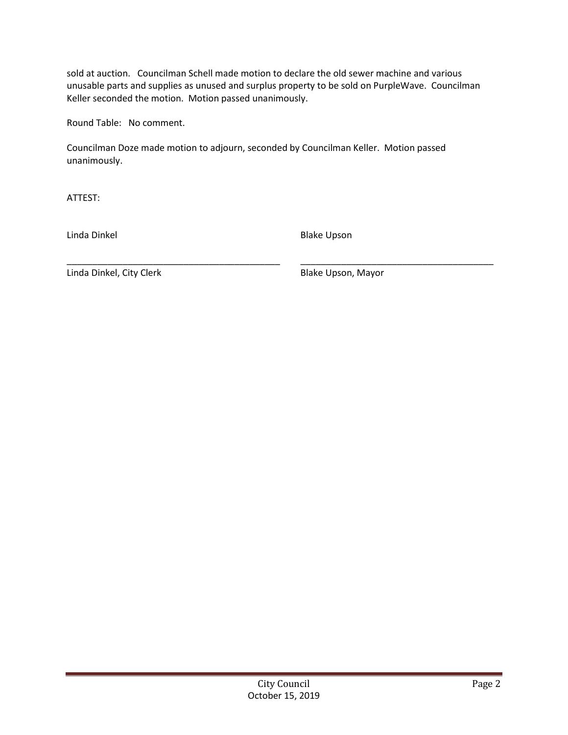sold at auction. Councilman Schell made motion to declare the old sewer machine and various unusable parts and supplies as unused and surplus property to be sold on PurpleWave. Councilman Keller seconded the motion. Motion passed unanimously.

Round Table: No comment.

Councilman Doze made motion to adjourn, seconded by Councilman Keller. Motion passed unanimously.

ATTEST:

| | |
|---|---|
| Linda Dinkel | Blake Upson |
| ___________________________________ | ___________________________________ |
| Linda Dinkel, City Clerk | Blake Upson, Mayor |